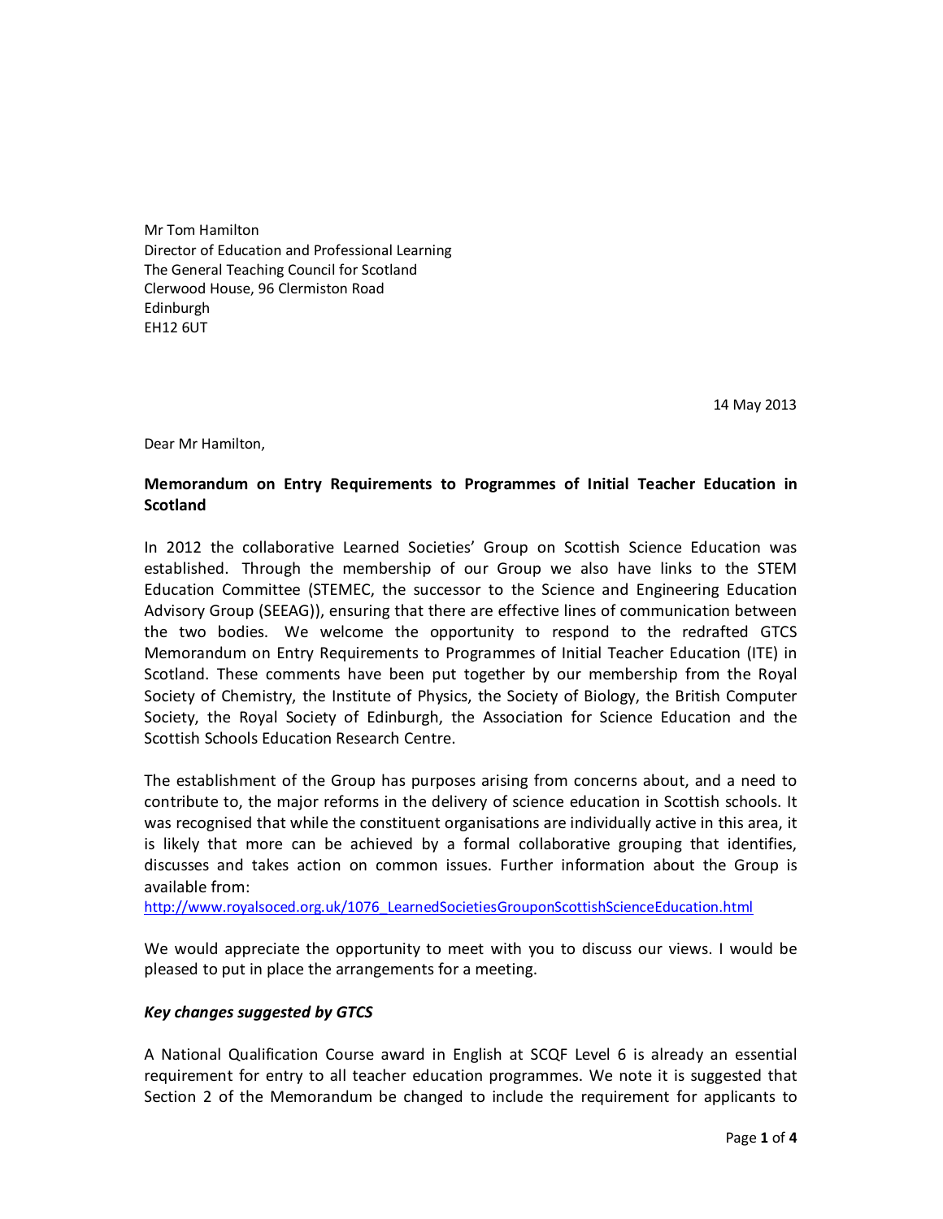Mr Tom Hamilton
Director of Education and Professional Learning
The General Teaching Council for Scotland
Clerwood House, 96 Clermiston Road
Edinburgh
EH12 6UT

14 May 2013

Dear Mr Hamilton,

**Memorandum on Entry Requirements to Programmes of Initial Teacher Education in Scotland**

In 2012 the collaborative Learned Societies' Group on Scottish Science Education was established. Through the membership of our Group we also have links to the STEM Education Committee (STEMEC, the successor to the Science and Engineering Education Advisory Group (SEEAG)), ensuring that there are effective lines of communication between the two bodies. We welcome the opportunity to respond to the redrafted GTCS Memorandum on Entry Requirements to Programmes of Initial Teacher Education (ITE) in Scotland. These comments have been put together by our membership from the Royal Society of Chemistry, the Institute of Physics, the Society of Biology, the British Computer Society, the Royal Society of Edinburgh, the Association for Science Education and the Scottish Schools Education Research Centre.

The establishment of the Group has purposes arising from concerns about, and a need to contribute to, the major reforms in the delivery of science education in Scottish schools. It was recognised that while the constituent organisations are individually active in this area, it is likely that more can be achieved by a formal collaborative grouping that identifies, discusses and takes action on common issues. Further information about the Group is available from:
http://www.royalsoced.org.uk/1076_LearnedSocietiesGrouponScottishScienceEducation.html

We would appreciate the opportunity to meet with you to discuss our views. I would be pleased to put in place the arrangements for a meeting.

***Key changes suggested by GTCS***

A National Qualification Course award in English at SCQF Level 6 is already an essential requirement for entry to all teacher education programmes. We note it is suggested that Section 2 of the Memorandum be changed to include the requirement for applicants to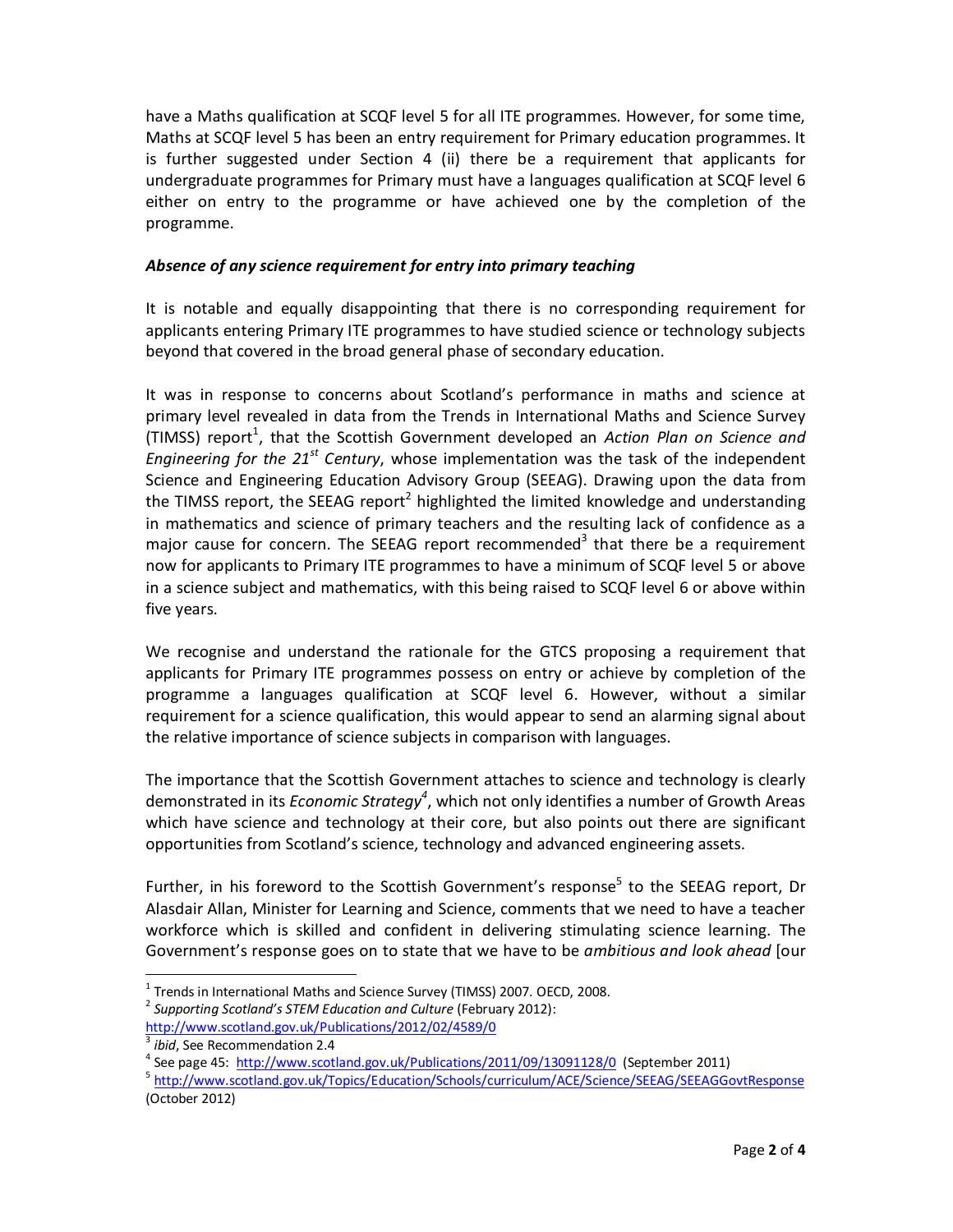have a Maths qualification at SCQF level 5 for all ITE programmes. However, for some time, Maths at SCQF level 5 has been an entry requirement for Primary education programmes. It is further suggested under Section 4 (ii) there be a requirement that applicants for undergraduate programmes for Primary must have a languages qualification at SCQF level 6 either on entry to the programme or have achieved one by the completion of the programme.

***Absence of any science requirement for entry into primary teaching***

It is notable and equally disappointing that there is no corresponding requirement for applicants entering Primary ITE programmes to have studied science or technology subjects beyond that covered in the broad general phase of secondary education.

It was in response to concerns about Scotland's performance in maths and science at primary level revealed in data from the Trends in International Maths and Science Survey (TIMSS) report[1], that the Scottish Government developed an *Action Plan on Science and Engineering for the 21st Century*, whose implementation was the task of the independent Science and Engineering Education Advisory Group (SEEAG). Drawing upon the data from the TIMSS report, the SEEAG report[2] highlighted the limited knowledge and understanding in mathematics and science of primary teachers and the resulting lack of confidence as a major cause for concern. The SEEAG report recommended[3] that there be a requirement now for applicants to Primary ITE programmes to have a minimum of SCQF level 5 or above in a science subject and mathematics, with this being raised to SCQF level 6 or above within five years.

We recognise and understand the rationale for the GTCS proposing a requirement that applicants for Primary ITE programmes possess on entry or achieve by completion of the programme a languages qualification at SCQF level 6. However, without a similar requirement for a science qualification, this would appear to send an alarming signal about the relative importance of science subjects in comparison with languages.

The importance that the Scottish Government attaches to science and technology is clearly demonstrated in its *Economic Strategy*[4], which not only identifies a number of Growth Areas which have science and technology at their core, but also points out there are significant opportunities from Scotland's science, technology and advanced engineering assets.

Further, in his foreword to the Scottish Government's response[5] to the SEEAG report, Dr Alasdair Allan, Minister for Learning and Science, comments that we need to have a teacher workforce which is skilled and confident in delivering stimulating science learning. The Government's response goes on to state that we have to be *ambitious and look ahead* [our

---

[1] Trends in International Maths and Science Survey (TIMSS) 2007. OECD, 2008.

[2] *Supporting Scotland's STEM Education and Culture* (February 2012): http://www.scotland.gov.uk/Publications/2012/02/4589/0

[3] *ibid*, See Recommendation 2.4

[4] See page 45: http://www.scotland.gov.uk/Publications/2011/09/13091128/0 (September 2011)

[5] http://www.scotland.gov.uk/Topics/Education/Schools/curriculum/ACE/Science/SEEAG/SEEAGGovtResponse (October 2012)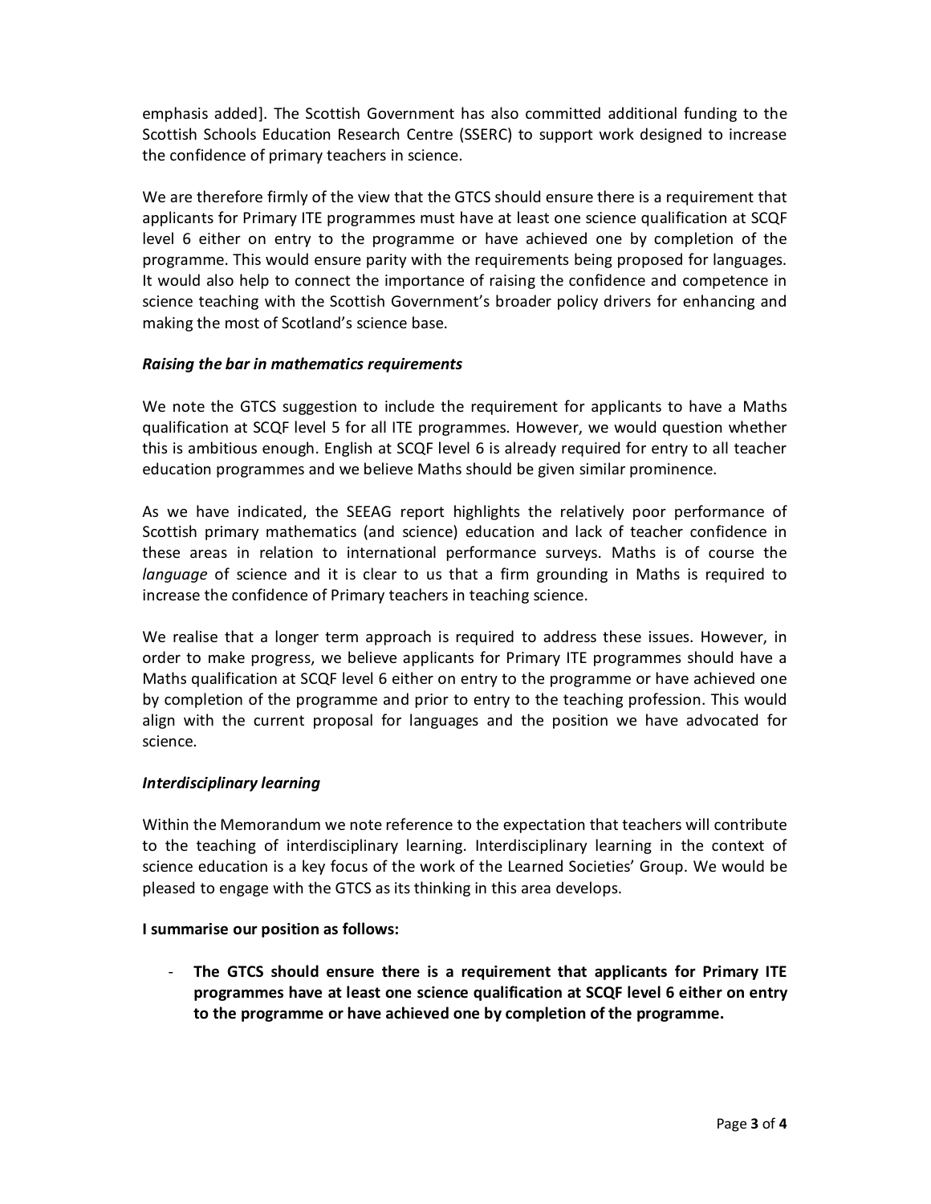emphasis added]. The Scottish Government has also committed additional funding to the Scottish Schools Education Research Centre (SSERC) to support work designed to increase the confidence of primary teachers in science.

We are therefore firmly of the view that the GTCS should ensure there is a requirement that applicants for Primary ITE programmes must have at least one science qualification at SCQF level 6 either on entry to the programme or have achieved one by completion of the programme. This would ensure parity with the requirements being proposed for languages. It would also help to connect the importance of raising the confidence and competence in science teaching with the Scottish Government's broader policy drivers for enhancing and making the most of Scotland's science base.

***Raising the bar in mathematics requirements***

We note the GTCS suggestion to include the requirement for applicants to have a Maths qualification at SCQF level 5 for all ITE programmes. However, we would question whether this is ambitious enough. English at SCQF level 6 is already required for entry to all teacher education programmes and we believe Maths should be given similar prominence.

As we have indicated, the SEEAG report highlights the relatively poor performance of Scottish primary mathematics (and science) education and lack of teacher confidence in these areas in relation to international performance surveys. Maths is of course the *language* of science and it is clear to us that a firm grounding in Maths is required to increase the confidence of Primary teachers in teaching science.

We realise that a longer term approach is required to address these issues. However, in order to make progress, we believe applicants for Primary ITE programmes should have a Maths qualification at SCQF level 6 either on entry to the programme or have achieved one by completion of the programme and prior to entry to the teaching profession. This would align with the current proposal for languages and the position we have advocated for science.

***Interdisciplinary learning***

Within the Memorandum we note reference to the expectation that teachers will contribute to the teaching of interdisciplinary learning. Interdisciplinary learning in the context of science education is a key focus of the work of the Learned Societies' Group. We would be pleased to engage with the GTCS as its thinking in this area develops.

**I summarise our position as follows:**

- **The GTCS should ensure there is a requirement that applicants for Primary ITE programmes have at least one science qualification at SCQF level 6 either on entry to the programme or have achieved one by completion of the programme.**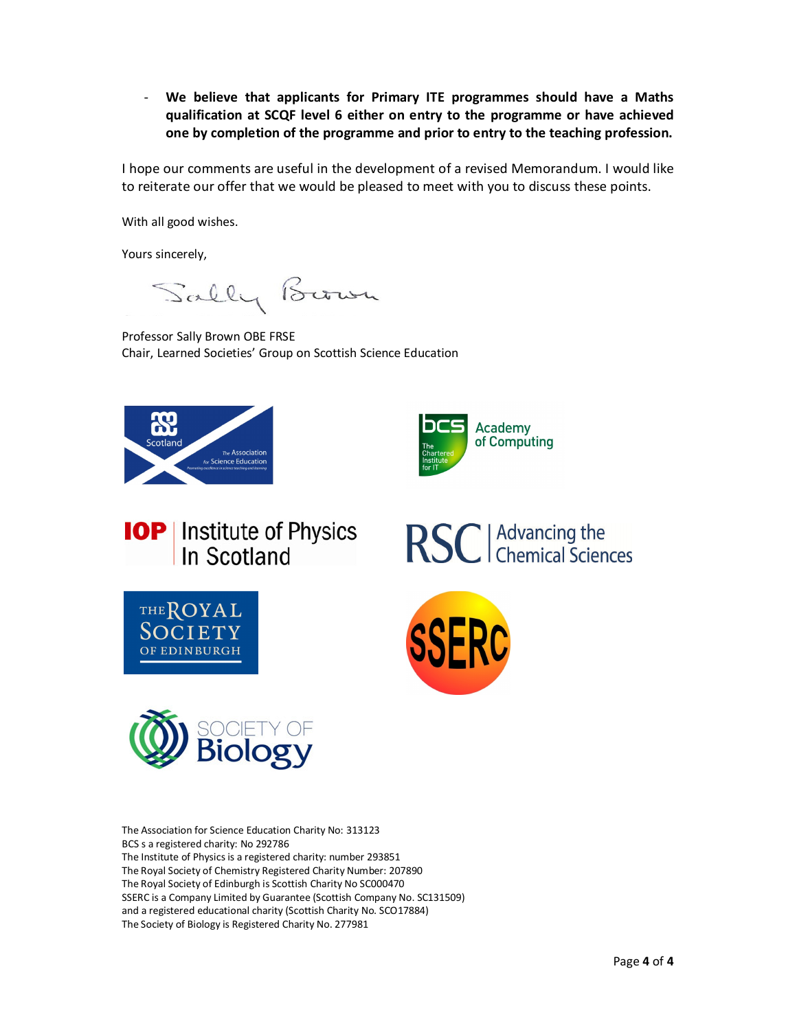- **We believe that applicants for Primary ITE programmes should have a Maths qualification at SCQF level 6 either on entry to the programme or have achieved one by completion of the programme and prior to entry to the teaching profession.**

I hope our comments are useful in the development of a revised Memorandum. I would like to reiterate our offer that we would be pleased to meet with you to discuss these points.

With all good wishes.

Yours sincerely,

Professor Sally Brown OBE FRSE
Chair, Learned Societies' Group on Scottish Science Education

The Association for Science Education Charity No: 313123
BCS s a registered charity: No 292786
The Institute of Physics is a registered charity: number 293851
The Royal Society of Chemistry Registered Charity Number: 207890
The Royal Society of Edinburgh is Scottish Charity No SC000470
SSERC is a Company Limited by Guarantee (Scottish Company No. SC131509) and a registered educational charity (Scottish Charity No. SCO17884)
The Society of Biology is Registered Charity No. 277981